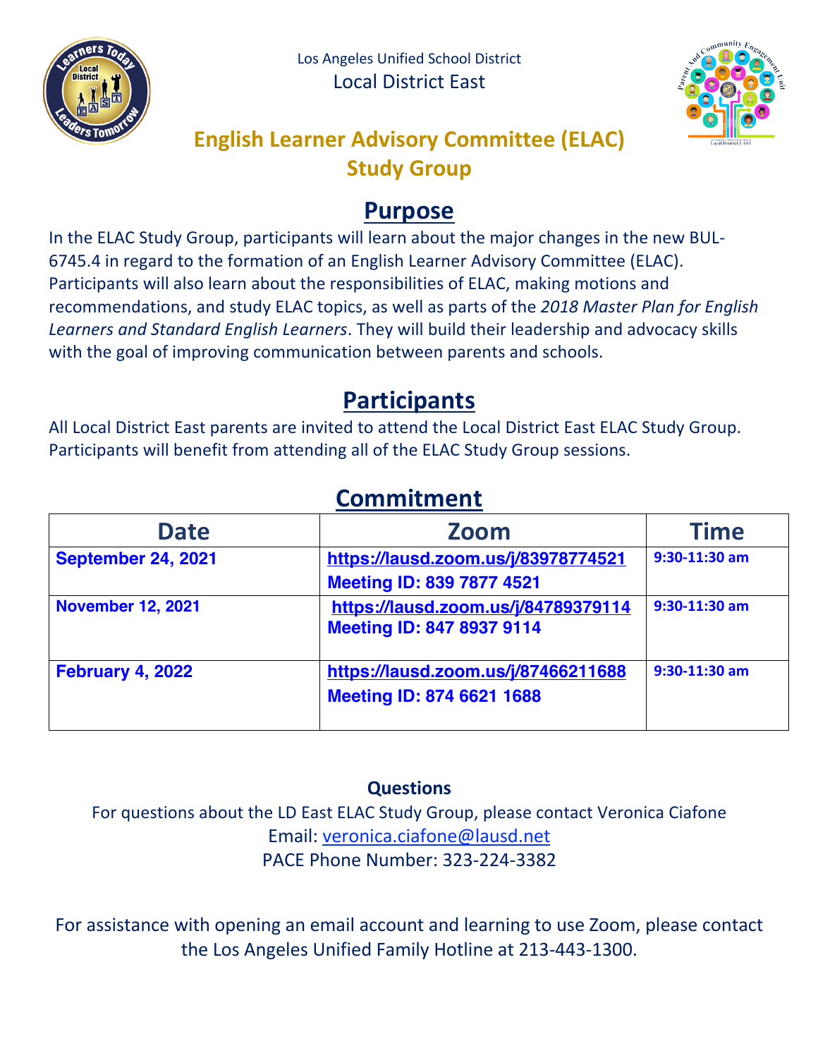Los Angeles Unified School District

Local District East

# English Learner Advisory Committee (ELAC) Study Group

## Purpose

In the ELAC Study Group, participants will learn about the major changes in the new BUL-6745.4 in regard to the formation of an English Learner Advisory Committee (ELAC). Participants will also learn about the responsibilities of ELAC, making motions and recommendations, and study ELAC topics, as well as parts of the *2018 Master Plan for English Learners and Standard English Learners*. They will build their leadership and advocacy skills with the goal of improving communication between parents and schools.

## Participants

All Local District East parents are invited to attend the Local District East ELAC Study Group. Participants will benefit from attending all of the ELAC Study Group sessions.

## Commitment

| Date | Zoom | Time |
|---|---|---|
| **September 24, 2021** | **https://lausd.zoom.us/j/83978774521** **Meeting ID: 839 7877 4521** | **9:30-11:30 am** |
| **November 12, 2021** | **https://lausd.zoom.us/j/84789379114** **Meeting ID: 847 8937 9114** | **9:30-11:30 am** |
| **February 4, 2022** | **https://lausd.zoom.us/j/87466211688** **Meeting ID: 874 6621 1688** | **9:30-11:30 am** |

**Questions**

For questions about the LD East ELAC Study Group, please contact Veronica Ciafone
Email: veronica.ciafone@lausd.net
PACE Phone Number: 323-224-3382

For assistance with opening an email account and learning to use Zoom, please contact the Los Angeles Unified Family Hotline at 213-443-1300.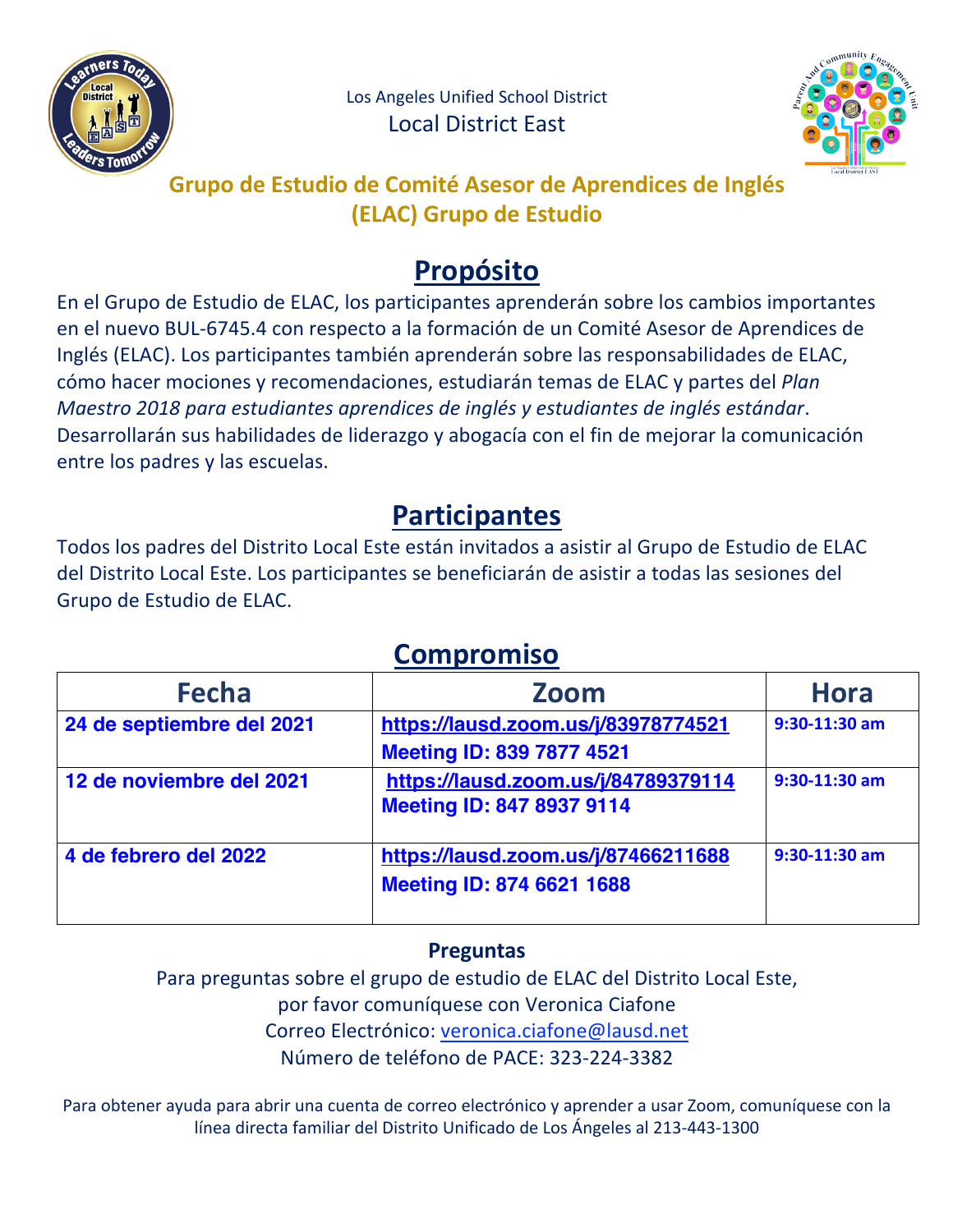Los Angeles Unified School District

Local District East

## Grupo de Estudio de Comité Asesor de Aprendices de Inglés (ELAC) Grupo de Estudio

## Propósito

En el Grupo de Estudio de ELAC, los participantes aprenderán sobre los cambios importantes en el nuevo BUL-6745.4 con respecto a la formación de un Comité Asesor de Aprendices de Inglés (ELAC). Los participantes también aprenderán sobre las responsabilidades de ELAC, cómo hacer mociones y recomendaciones, estudiarán temas de ELAC y partes del *Plan Maestro 2018 para estudiantes aprendices de inglés y estudiantes de inglés estándar*. Desarrollarán sus habilidades de liderazgo y abogacía con el fin de mejorar la comunicación entre los padres y las escuelas.

## Participantes

Todos los padres del Distrito Local Este están invitados a asistir al Grupo de Estudio de ELAC del Distrito Local Este. Los participantes se beneficiarán de asistir a todas las sesiones del Grupo de Estudio de ELAC.

## Compromiso

| Fecha | Zoom | Hora |
|---|---|---|
| **24 de septiembre del 2021** | **https://lausd.zoom.us/j/83978774521** <br> **Meeting ID: 839 7877 4521** | **9:30-11:30 am** |
| **12 de noviembre del 2021** | **https://lausd.zoom.us/j/84789379114** <br> **Meeting ID: 847 8937 9114** | **9:30-11:30 am** |
| **4 de febrero del 2022** | **https://lausd.zoom.us/j/87466211688** <br> **Meeting ID: 874 6621 1688** | **9:30-11:30 am** |

**Preguntas**

Para preguntas sobre el grupo de estudio de ELAC del Distrito Local Este,
por favor comuníquese con Veronica Ciafone
Correo Electrónico: veronica.ciafone@lausd.net
Número de teléfono de PACE: 323-224-3382

Para obtener ayuda para abrir una cuenta de correo electrónico y aprender a usar Zoom, comuníquese con la línea directa familiar del Distrito Unificado de Los Ángeles al 213-443-1300